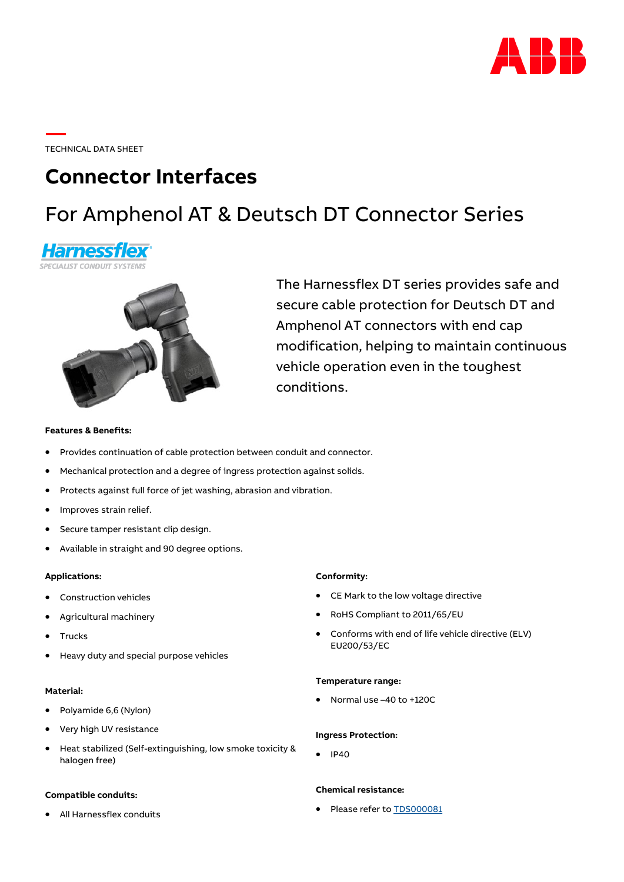TECHNICAL DATA SHEET

# Connector Interfaces

## For Amphenol AT & Deutsch DT Connector Series

Harnessflex
SPECIALIST CONDUIT SYSTEMS

The Harnessflex DT series provides safe and secure cable protection for Deutsch DT and Amphenol AT connectors with end cap modification, helping to maintain continuous vehicle operation even in the toughest conditions.

**Features & Benefits:**

- Provides continuation of cable protection between conduit and connector.
- Mechanical protection and a degree of ingress protection against solids.
- Protects against full force of jet washing, abrasion and vibration.
- Improves strain relief.
- Secure tamper resistant clip design.
- Available in straight and 90 degree options.

**Applications:**

- Construction vehicles
- Agricultural machinery
- Trucks
- Heavy duty and special purpose vehicles

**Material:**

- Polyamide 6,6 (Nylon)
- Very high UV resistance
- Heat stabilized (Self-extinguishing, low smoke toxicity & halogen free)

**Compatible conduits:**

- All Harnessflex conduits

**Conformity:**

- CE Mark to the low voltage directive
- RoHS Compliant to 2011/65/EU
- Conforms with end of life vehicle directive (ELV) EU200/53/EC

**Temperature range:**

- Normal use –40 to +120C

**Ingress Protection:**

- IP40

**Chemical resistance:**

- Please refer to TDS000081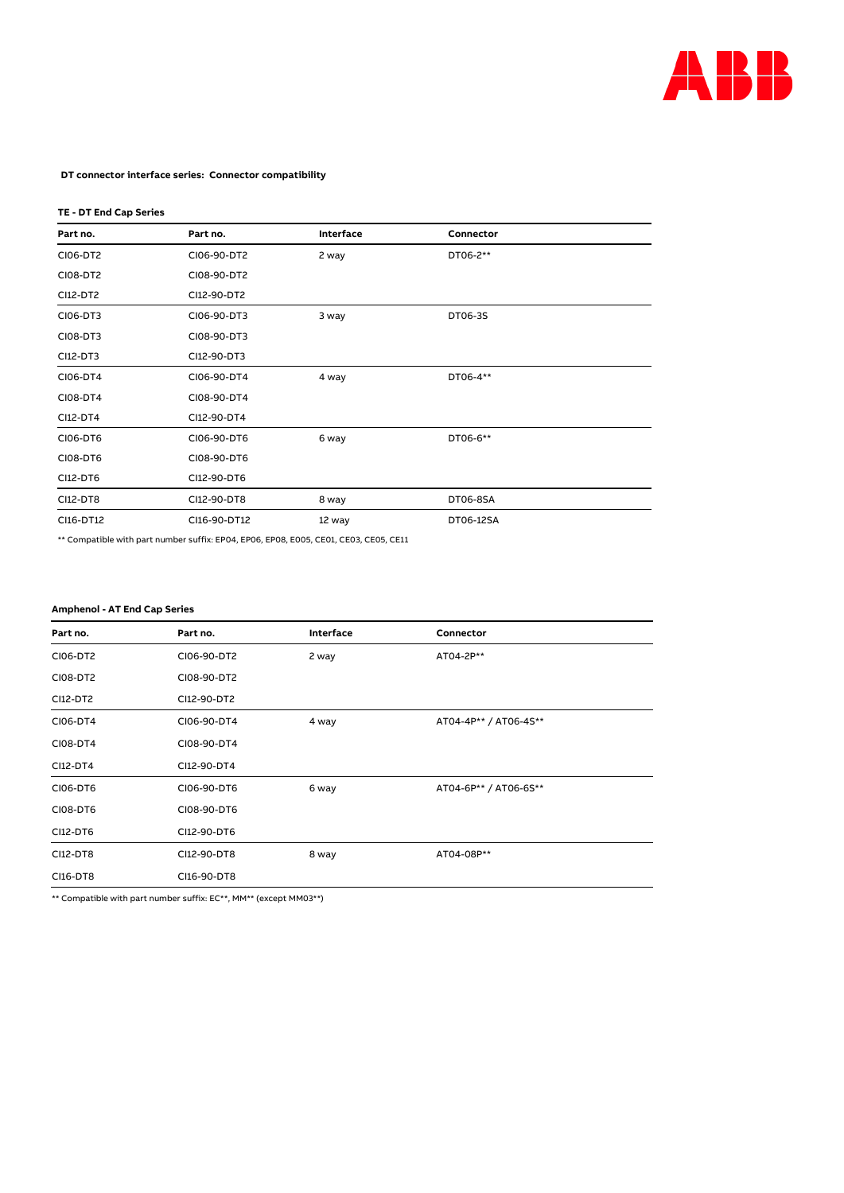**DT connector interface series: Connector compatibility**

**TE - DT End Cap Series**

| Part no. | Part no. | Interface | Connector |
|---|---|---|---|
| CI06-DT2 | CI06-90-DT2 | 2 way | DT06-2** |
| CI08-DT2 | CI08-90-DT2 | | |
| CI12-DT2 | CI12-90-DT2 | | |
| CI06-DT3 | CI06-90-DT3 | 3 way | DT06-3S |
| CI08-DT3 | CI08-90-DT3 | | |
| CI12-DT3 | CI12-90-DT3 | | |
| CI06-DT4 | CI06-90-DT4 | 4 way | DT06-4** |
| CI08-DT4 | CI08-90-DT4 | | |
| CI12-DT4 | CI12-90-DT4 | | |
| CI06-DT6 | CI06-90-DT6 | 6 way | DT06-6** |
| CI08-DT6 | CI08-90-DT6 | | |
| CI12-DT6 | CI12-90-DT6 | | |
| CI12-DT8 | CI12-90-DT8 | 8 way | DT06-8SA |
| CI16-DT12 | CI16-90-DT12 | 12 way | DT06-12SA |

** Compatible with part number suffix: EP04, EP06, EP08, E005, CE01, CE03, CE05, CE11

**Amphenol - AT End Cap Series**

| Part no. | Part no. | Interface | Connector |
|---|---|---|---|
| CI06-DT2 | CI06-90-DT2 | 2 way | AT04-2P** |
| CI08-DT2 | CI08-90-DT2 | | |
| CI12-DT2 | CI12-90-DT2 | | |
| CI06-DT4 | CI06-90-DT4 | 4 way | AT04-4P** / AT06-4S** |
| CI08-DT4 | CI08-90-DT4 | | |
| CI12-DT4 | CI12-90-DT4 | | |
| CI06-DT6 | CI06-90-DT6 | 6 way | AT04-6P** / AT06-6S** |
| CI08-DT6 | CI08-90-DT6 | | |
| CI12-DT6 | CI12-90-DT6 | | |
| CI12-DT8 | CI12-90-DT8 | 8 way | AT04-08P** |
| CI16-DT8 | CI16-90-DT8 | | |

** Compatible with part number suffix: EC**, MM** (except MM03**)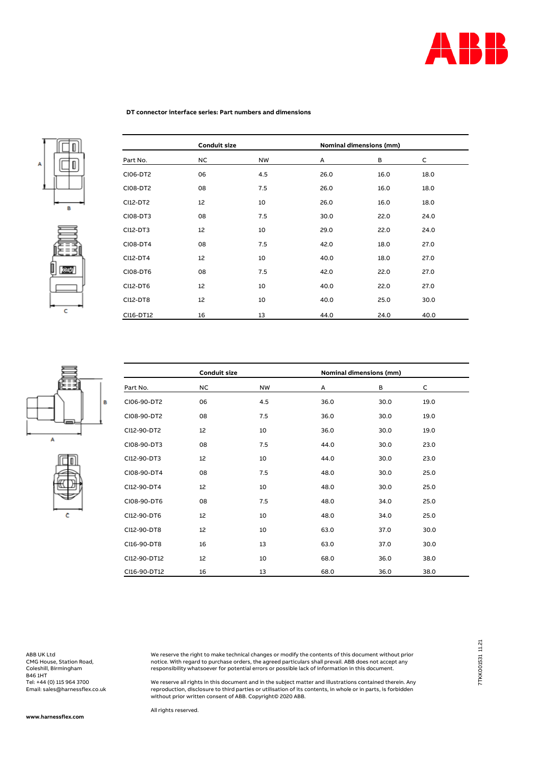**DT connector interface series: Part numbers and dimensions**

A

B

C

| | Conduit size | | Nominal dimensions (mm) | | |
|---|---|---|---|---|---|
| Part No. | NC | NW | A | B | C |
| CI06-DT2 | 06 | 4.5 | 26.0 | 16.0 | 18.0 |
| CI08-DT2 | 08 | 7.5 | 26.0 | 16.0 | 18.0 |
| CI12-DT2 | 12 | 10 | 26.0 | 16.0 | 18.0 |
| CI08-DT3 | 08 | 7.5 | 30.0 | 22.0 | 24.0 |
| CI12-DT3 | 12 | 10 | 29.0 | 22.0 | 24.0 |
| CI08-DT4 | 08 | 7.5 | 42.0 | 18.0 | 27.0 |
| CI12-DT4 | 12 | 10 | 40.0 | 18.0 | 27.0 |
| CI08-DT6 | 08 | 7.5 | 42.0 | 22.0 | 27.0 |
| CI12-DT6 | 12 | 10 | 40.0 | 22.0 | 27.0 |
| CI12-DT8 | 12 | 10 | 40.0 | 25.0 | 30.0 |
| CI16-DT12 | 16 | 13 | 44.0 | 24.0 | 40.0 |

B

A

C

| | Conduit size | | Nominal dimensions (mm) | | |
|---|---|---|---|---|---|
| Part No. | NC | NW | A | B | C |
| CI06-90-DT2 | 06 | 4.5 | 36.0 | 30.0 | 19.0 |
| CI08-90-DT2 | 08 | 7.5 | 36.0 | 30.0 | 19.0 |
| CI12-90-DT2 | 12 | 10 | 36.0 | 30.0 | 19.0 |
| CI08-90-DT3 | 08 | 7.5 | 44.0 | 30.0 | 23.0 |
| CI12-90-DT3 | 12 | 10 | 44.0 | 30.0 | 23.0 |
| CI08-90-DT4 | 08 | 7.5 | 48.0 | 30.0 | 25.0 |
| CI12-90-DT4 | 12 | 10 | 48.0 | 30.0 | 25.0 |
| CI08-90-DT6 | 08 | 7.5 | 48.0 | 34.0 | 25.0 |
| CI12-90-DT6 | 12 | 10 | 48.0 | 34.0 | 25.0 |
| CI12-90-DT8 | 12 | 10 | 63.0 | 37.0 | 30.0 |
| CI16-90-DT8 | 16 | 13 | 63.0 | 37.0 | 30.0 |
| CI12-90-DT12 | 12 | 10 | 68.0 | 36.0 | 38.0 |
| CI16-90-DT12 | 16 | 13 | 68.0 | 36.0 | 38.0 |

ABB UK Ltd
CMG House, Station Road,
Coleshill, Birmingham
B46 1HT
Tel: +44 (0) 115 964 3700
Email: sales@harnessflex.co.uk

**www.harnessflex.com**

We reserve the right to make technical changes or modify the contents of this document without prior notice. With regard to purchase orders, the agreed particulars shall prevail. ABB does not accept any responsibility whatsoever for potential errors or possible lack of information in this document.

We reserve all rights in this document and in the subject matter and illustrations contained therein. Any reproduction, disclosure to third parties or utilisation of its contents, in whole or in parts, is forbidden without prior written consent of ABB. Copyright© 2020 ABB.

All rights reserved.

7TKK001531 11.21